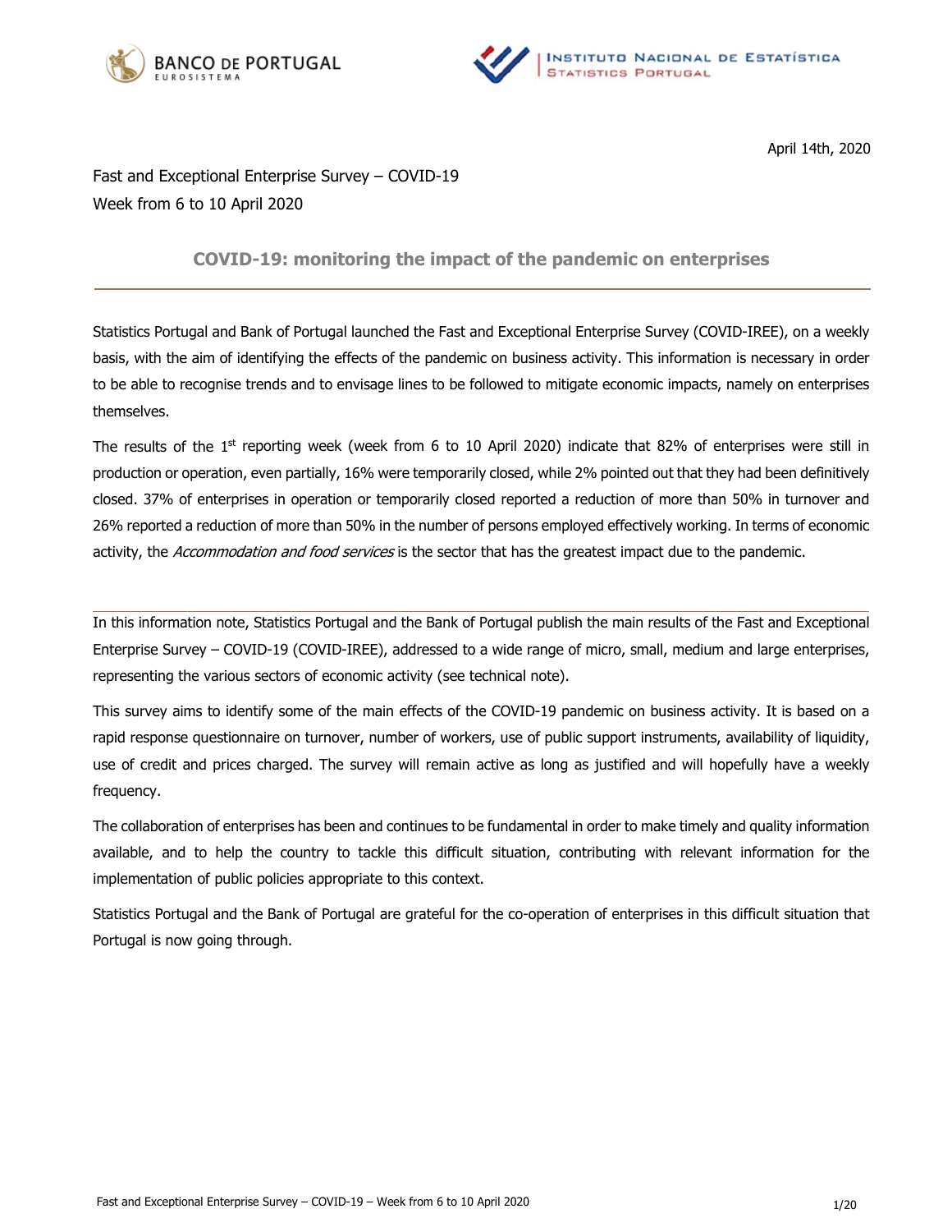BANCO DE PORTUGAL
EUROSISTEMA

INSTITUTO NACIONAL DE ESTATÍSTICA
STATISTICS PORTUGAL

April 14th, 2020

Fast and Exceptional Enterprise Survey – COVID-19
Week from 6 to 10 April 2020

## COVID-19: monitoring the impact of the pandemic on enterprises

Statistics Portugal and Bank of Portugal launched the Fast and Exceptional Enterprise Survey (COVID-IREE), on a weekly basis, with the aim of identifying the effects of the pandemic on business activity. This information is necessary in order to be able to recognise trends and to envisage lines to be followed to mitigate economic impacts, namely on enterprises themselves.

The results of the 1st reporting week (week from 6 to 10 April 2020) indicate that 82% of enterprises were still in production or operation, even partially, 16% were temporarily closed, while 2% pointed out that they had been definitively closed. 37% of enterprises in operation or temporarily closed reported a reduction of more than 50% in turnover and 26% reported a reduction of more than 50% in the number of persons employed effectively working. In terms of economic activity, the *Accommodation and food services* is the sector that has the greatest impact due to the pandemic.

---

In this information note, Statistics Portugal and the Bank of Portugal publish the main results of the Fast and Exceptional Enterprise Survey – COVID-19 (COVID-IREE), addressed to a wide range of micro, small, medium and large enterprises, representing the various sectors of economic activity (see technical note).

This survey aims to identify some of the main effects of the COVID-19 pandemic on business activity. It is based on a rapid response questionnaire on turnover, number of workers, use of public support instruments, availability of liquidity, use of credit and prices charged. The survey will remain active as long as justified and will hopefully have a weekly frequency.

The collaboration of enterprises has been and continues to be fundamental in order to make timely and quality information available, and to help the country to tackle this difficult situation, contributing with relevant information for the implementation of public policies appropriate to this context.

Statistics Portugal and the Bank of Portugal are grateful for the co-operation of enterprises in this difficult situation that Portugal is now going through.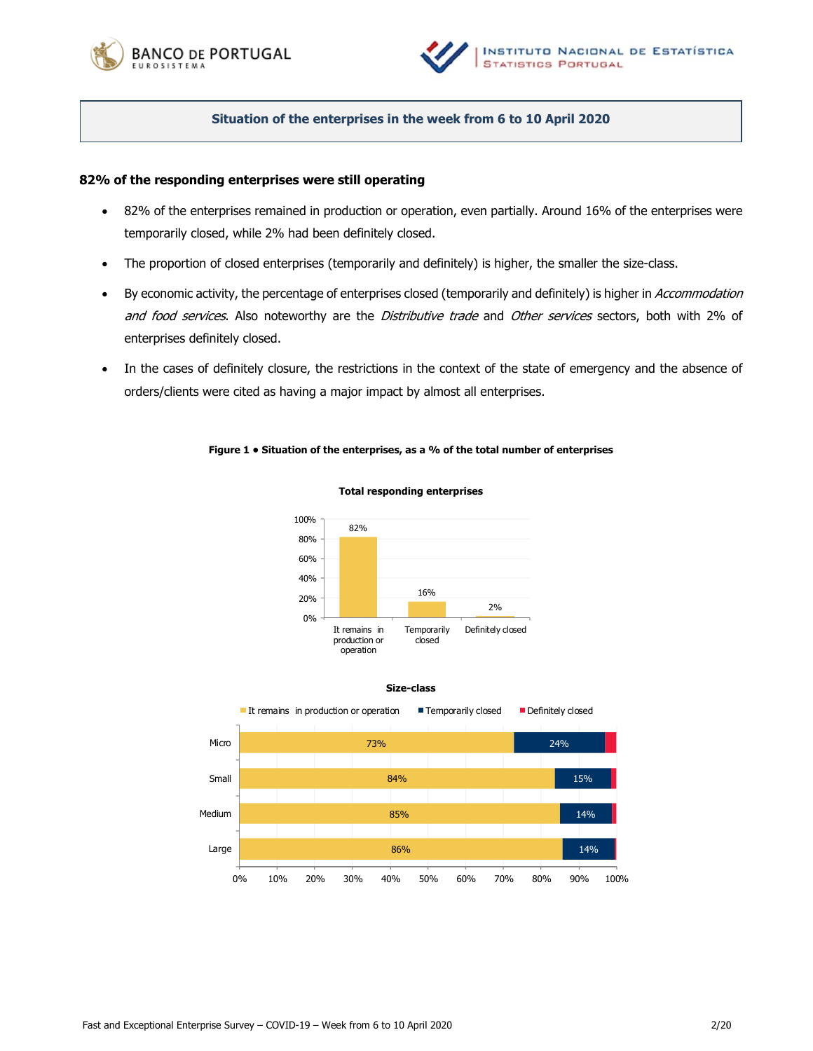## Situation of the enterprises in the week from 6 to 10 April 2020

### 82% of the responding enterprises were still operating

- 82% of the enterprises remained in production or operation, even partially. Around 16% of the enterprises were temporarily closed, while 2% had been definitely closed.
- The proportion of closed enterprises (temporarily and definitely) is higher, the smaller the size-class.
- By economic activity, the percentage of enterprises closed (temporarily and definitely) is higher in *Accommodation and food services*. Also noteworthy are the *Distributive trade* and *Other services* sectors, both with 2% of enterprises definitely closed.
- In the cases of definitely closure, the restrictions in the context of the state of emergency and the absence of orders/clients were cited as having a major impact by almost all enterprises.

**Figure 1 • Situation of the enterprises, as a % of the total number of enterprises**

**Total responding enterprises**

| | % |
|---|---|
| It remains in production or operation | 82% |
| Temporarily closed | 16% |
| Definitely closed | 2% |

**Size-class**

| | It remains in production or operation | Temporarily closed | Definitely closed |
|---|---|---|---|
| Micro | 73% | 24% | |
| Small | 84% | 15% | |
| Medium | 85% | 14% | |
| Large | 86% | 14% | |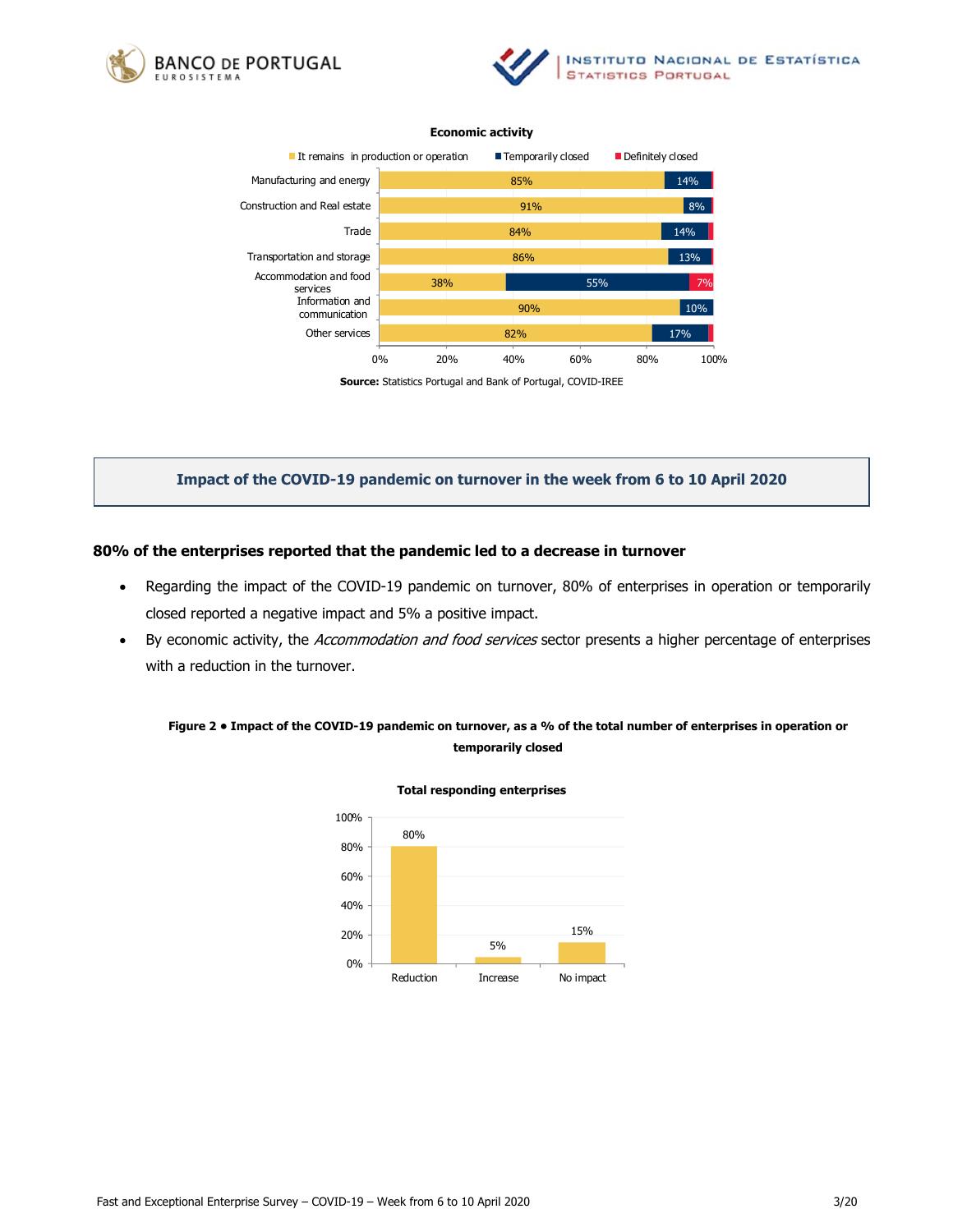**Economic activity**

| | It remains in production or operation | Temporarily closed | Definitely closed |
|---|---|---|---|
| Manufacturing and energy | 85% | 14% | |
| Construction and Real estate | 91% | 8% | |
| Trade | 84% | 14% | |
| Transportation and storage | 86% | 13% | |
| Accommodation and food services | 38% | 55% | 7% |
| Information and communication | 90% | 10% | |
| Other services | 82% | 17% | |

**Source:** Statistics Portugal and Bank of Portugal, COVID-IREE

## Impact of the COVID-19 pandemic on turnover in the week from 6 to 10 April 2020

### 80% of the enterprises reported that the pandemic led to a decrease in turnover

- Regarding the impact of the COVID-19 pandemic on turnover, 80% of enterprises in operation or temporarily closed reported a negative impact and 5% a positive impact.
- By economic activity, the *Accommodation and food services* sector presents a higher percentage of enterprises with a reduction in the turnover.

**Figure 2 • Impact of the COVID-19 pandemic on turnover, as a % of the total number of enterprises in operation or temporarily closed**

**Total responding enterprises**

| Reduction | Increase | No impact |
|---|---|---|
| 80% | 5% | 15% |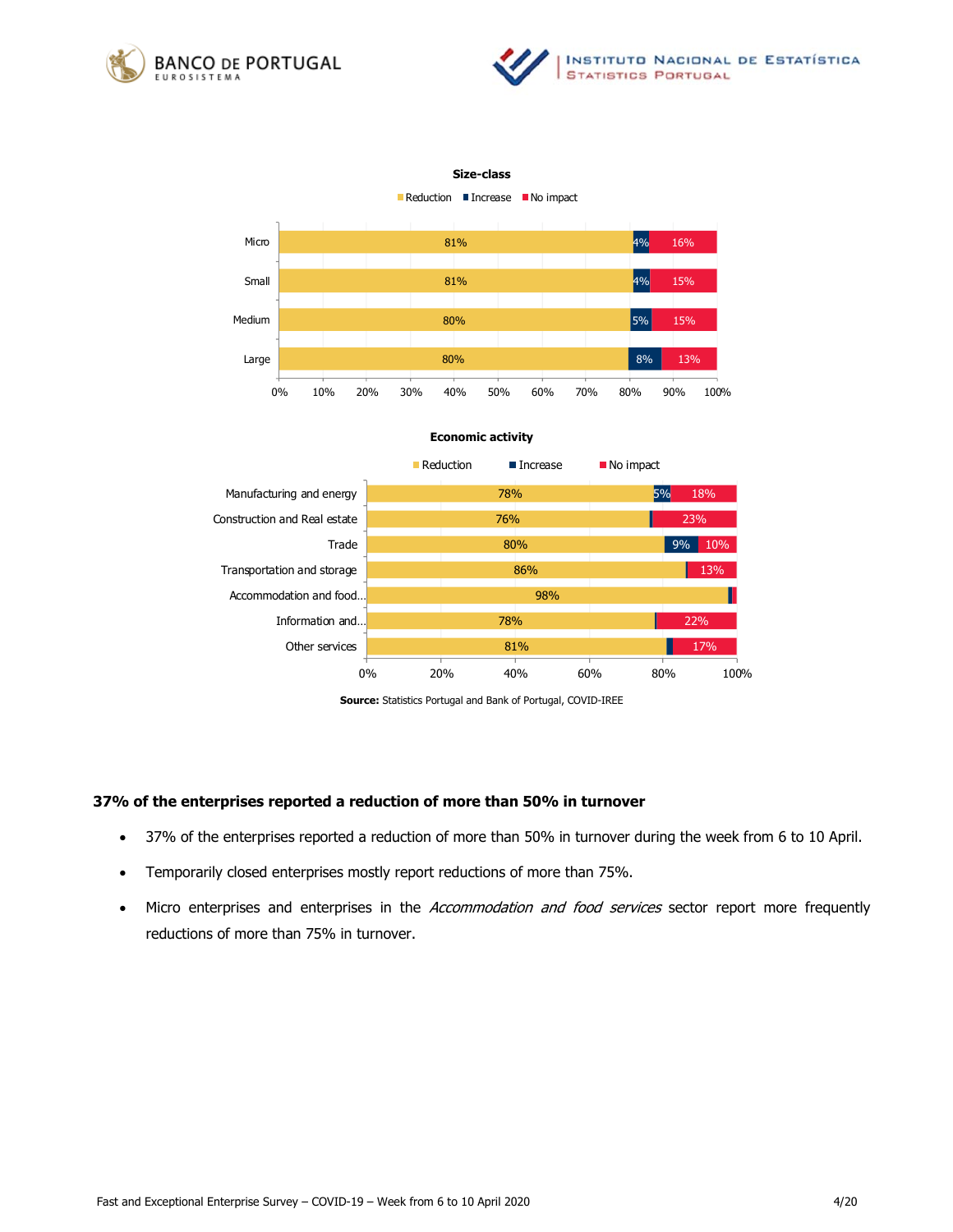**Size-class**

| | Reduction | Increase | No impact |
|---|---|---|---|
| Micro | 81% | 4% | 16% |
| Small | 81% | 4% | 15% |
| Medium | 80% | 5% | 15% |
| Large | 80% | 8% | 13% |

**Economic activity**

| | Reduction | Increase | No impact |
|---|---|---|---|
| Manufacturing and energy | 78% | 5% | 18% |
| Construction and Real estate | 76% | | 23% |
| Trade | 80% | 9% | 10% |
| Transportation and storage | 86% | | 13% |
| Accommodation and food... | 98% | | |
| Information and... | 78% | | 22% |
| Other services | 81% | | 17% |

**Source:** Statistics Portugal and Bank of Portugal, COVID-IREE

### 37% of the enterprises reported a reduction of more than 50% in turnover

- 37% of the enterprises reported a reduction of more than 50% in turnover during the week from 6 to 10 April.
- Temporarily closed enterprises mostly report reductions of more than 75%.
- Micro enterprises and enterprises in the *Accommodation and food services* sector report more frequently reductions of more than 75% in turnover.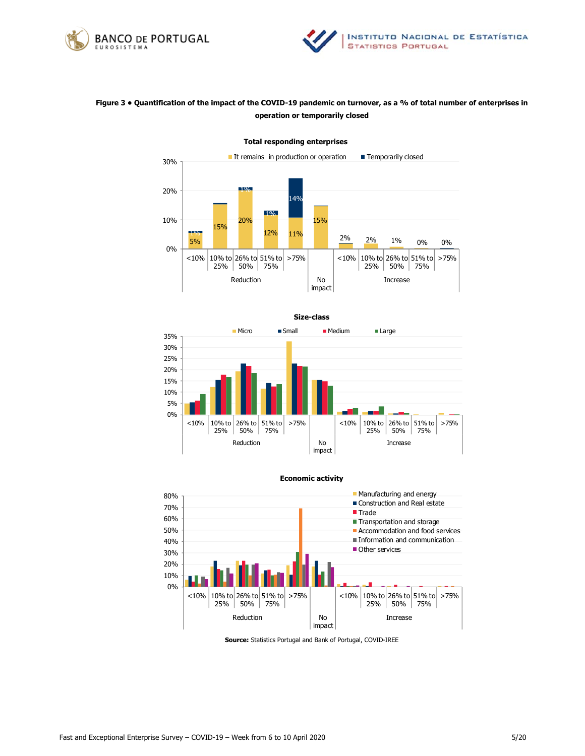**Figure 3 • Quantification of the impact of the COVID-19 pandemic on turnover, as a % of total number of enterprises in operation or temporarily closed**

**Total responding enterprises**

| | Reduction <10% | Reduction 10% to 25% | Reduction 26% to 50% | Reduction 51% to 75% | Reduction >75% | No impact | Increase <10% | Increase 10% to 25% | Increase 26% to 50% | Increase 51% to 75% | Increase >75% |
|---|---|---|---|---|---|---|---|---|---|---|---|
| It remains in production or operation | 5% | 15% | 20% | 12% | 11% | 15% | 2% | 2% | 1% | 0% | 0% |
| Temporarily closed | 1% | | 1% | 1% | 14% | | | | | | |

**Size-class**

Legend: Micro, Small, Medium, Large

**Economic activity**

Legend: Manufacturing and energy, Construction and Real estate, Trade, Transportation and storage, Accommodation and food services, Information and communication, Other services

**Source:** Statistics Portugal and Bank of Portugal, COVID-IREE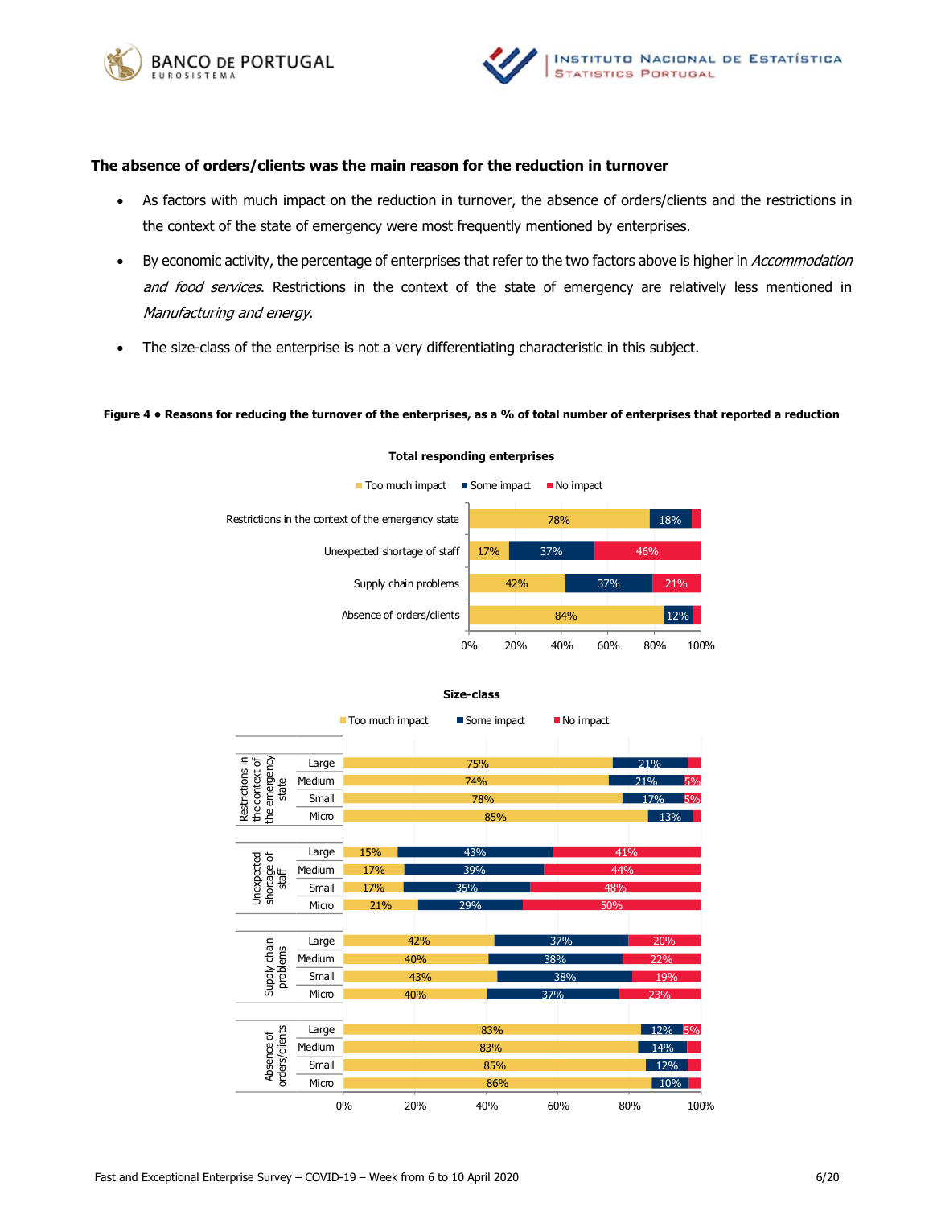**The absence of orders/clients was the main reason for the reduction in turnover**

- As factors with much impact on the reduction in turnover, the absence of orders/clients and the restrictions in the context of the state of emergency were most frequently mentioned by enterprises.
- By economic activity, the percentage of enterprises that refer to the two factors above is higher in *Accommodation and food services*. Restrictions in the context of the state of emergency are relatively less mentioned in *Manufacturing and energy*.
- The size-class of the enterprise is not a very differentiating characteristic in this subject.

**Figure 4 • Reasons for reducing the turnover of the enterprises, as a % of total number of enterprises that reported a reduction**

**Total responding enterprises**

| | Too much impact | Some impact | No impact |
|---|---|---|---|
| Restrictions in the context of the emergency state | 78% | 18% | |
| Unexpected shortage of staff | 17% | 37% | 46% |
| Supply chain problems | 42% | 37% | 21% |
| Absence of orders/clients | 84% | 12% | |

**Size-class**

| Reason | Size | Too much impact | Some impact | No impact |
|---|---|---|---|---|
| Restrictions in the context of the emergency state | Large | 75% | 21% | |
| | Medium | 74% | 21% | 5% |
| | Small | 78% | 17% | 5% |
| | Micro | 85% | 13% | |
| Unexpected shortage of staff | Large | 15% | 43% | 41% |
| | Medium | 17% | 39% | 44% |
| | Small | 17% | 35% | 48% |
| | Micro | 21% | 29% | 50% |
| Supply chain problems | Large | 42% | 37% | 20% |
| | Medium | 40% | 38% | 22% |
| | Small | 43% | 38% | 19% |
| | Micro | 40% | 37% | 23% |
| Absence of orders/clients | Large | 83% | 12% | 5% |
| | Medium | 83% | 14% | |
| | Small | 85% | 12% | |
| | Micro | 86% | 10% | |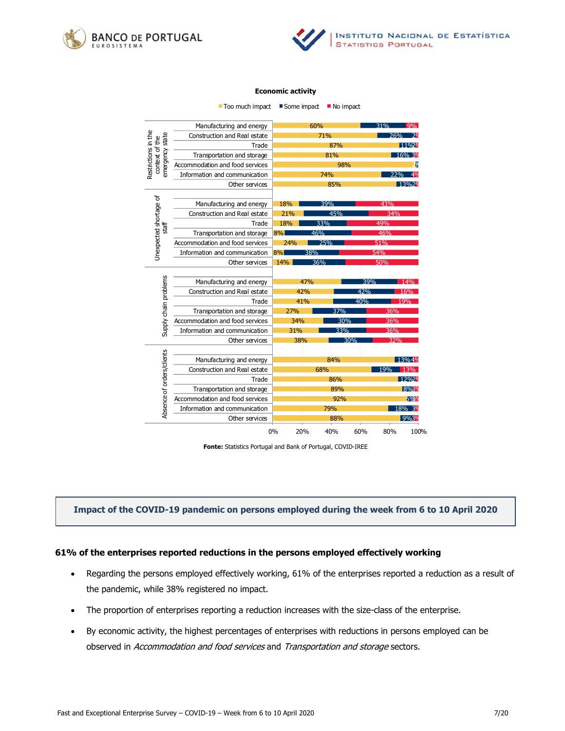**Economic activity**

| Category | Economic activity | Too much impact | Some impact | No impact |
|---|---|---|---|---|
| Restrictions in the context of the emergency state | Manufacturing and energy | 60% | 31% | 9% |
| | Construction and Real estate | 71% | 26% | 2% |
| | Trade | 87% | 11% | 2% |
| | Transportation and storage | 81% | 16% | 3% |
| | Accommodation and food services | 98% | 1% | |
| | Information and communication | 74% | 22% | 4% |
| | Other services | 85% | 13% | 2% |
| Unexpected shortage of staff | Manufacturing and energy | 18% | 39% | 43% |
| | Construction and Real estate | 21% | 45% | 34% |
| | Trade | 18% | 33% | 49% |
| | Transportation and storage | 8% | 46% | 46% |
| | Accommodation and food services | 24% | 25% | 51% |
| | Information and communication | 8% | 38% | 54% |
| | Other services | 14% | 36% | 50% |
| Supply chain problems | Manufacturing and energy | 47% | 39% | 14% |
| | Construction and Real estate | 42% | 42% | 16% |
| | Trade | 41% | 40% | 19% |
| | Transportation and storage | 27% | 37% | 36% |
| | Accommodation and food services | 34% | 30% | 36% |
| | Information and communication | 31% | 33% | 36% |
| | Other services | 38% | 30% | 32% |
| Absence of orders/clients | Manufacturing and energy | 84% | 13% | 4% |
| | Construction and Real estate | 68% | 19% | 13% |
| | Trade | 86% | 12% | 2% |
| | Transportation and storage | 89% | 8% | 3% |
| | Accommodation and food services | 92% | 5% | 3% |
| | Information and communication | 79% | 18% | 3% |
| | Other services | 88% | 9% | 3% |

**Fonte:** Statistics Portugal and Bank of Portugal, COVID-IREE

## Impact of the COVID-19 pandemic on persons employed during the week from 6 to 10 April 2020

### 61% of the enterprises reported reductions in the persons employed effectively working

- Regarding the persons employed effectively working, 61% of the enterprises reported a reduction as a result of the pandemic, while 38% registered no impact.
- The proportion of enterprises reporting a reduction increases with the size-class of the enterprise.
- By economic activity, the highest percentages of enterprises with reductions in persons employed can be observed in *Accommodation and food services* and *Transportation and storage* sectors.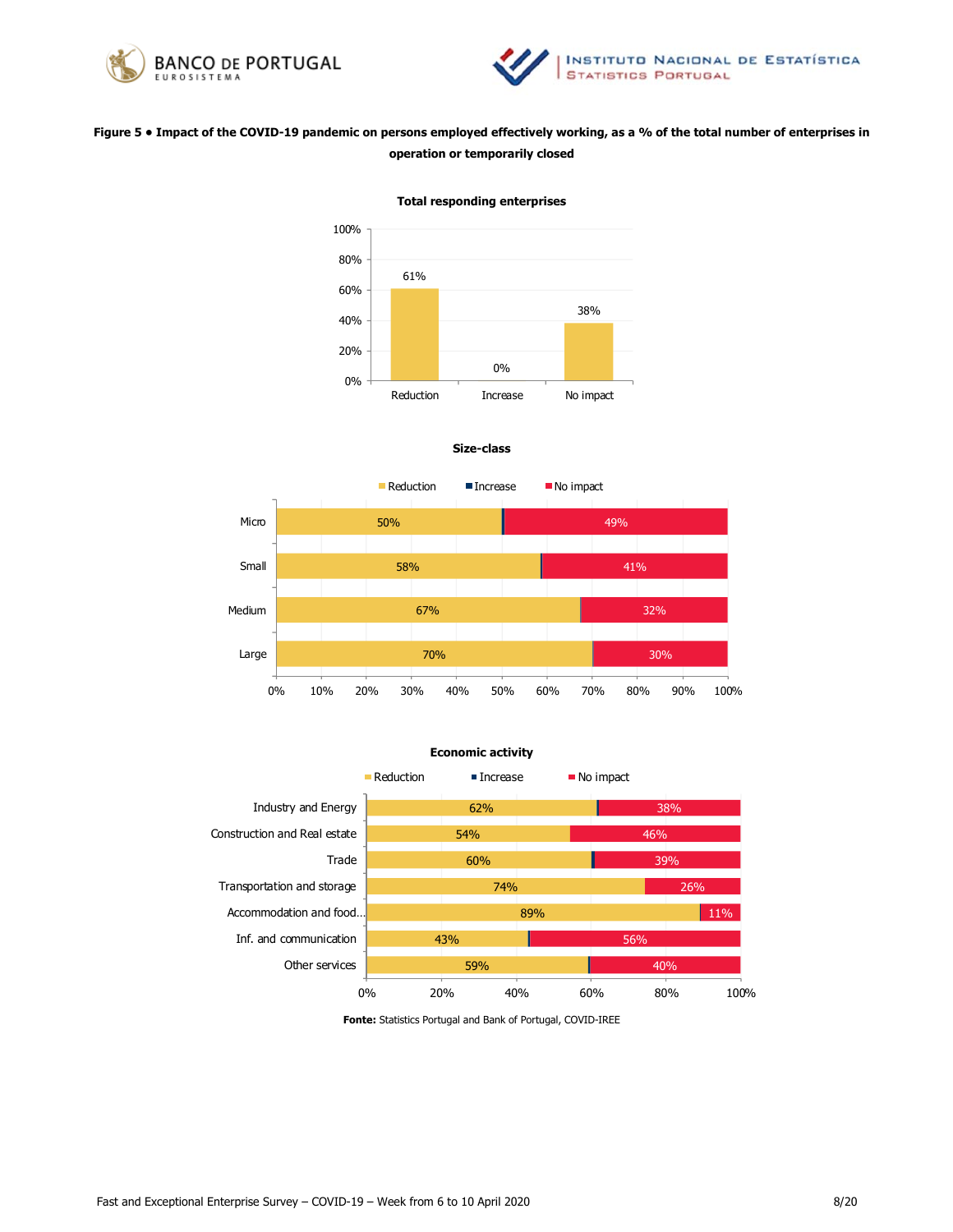**Figure 5 • Impact of the COVID-19 pandemic on persons employed effectively working, as a % of the total number of enterprises in operation or temporarily closed**

**Total responding enterprises**

| | Reduction | Increase | No impact |
|---|---|---|---|
| Total | 61% | 0% | 38% |

**Size-class**

| | Reduction | Increase | No impact |
|---|---|---|---|
| Micro | 50% | | 49% |
| Small | 58% | | 41% |
| Medium | 67% | | 32% |
| Large | 70% | | 30% |

**Economic activity**

| | Reduction | Increase | No impact |
|---|---|---|---|
| Industry and Energy | 62% | | 38% |
| Construction and Real estate | 54% | | 46% |
| Trade | 60% | | 39% |
| Transportation and storage | 74% | | 26% |
| Accommodation and food... | 89% | | 11% |
| Inf. and communication | 43% | | 56% |
| Other services | 59% | | 40% |

**Fonte:** Statistics Portugal and Bank of Portugal, COVID-IREE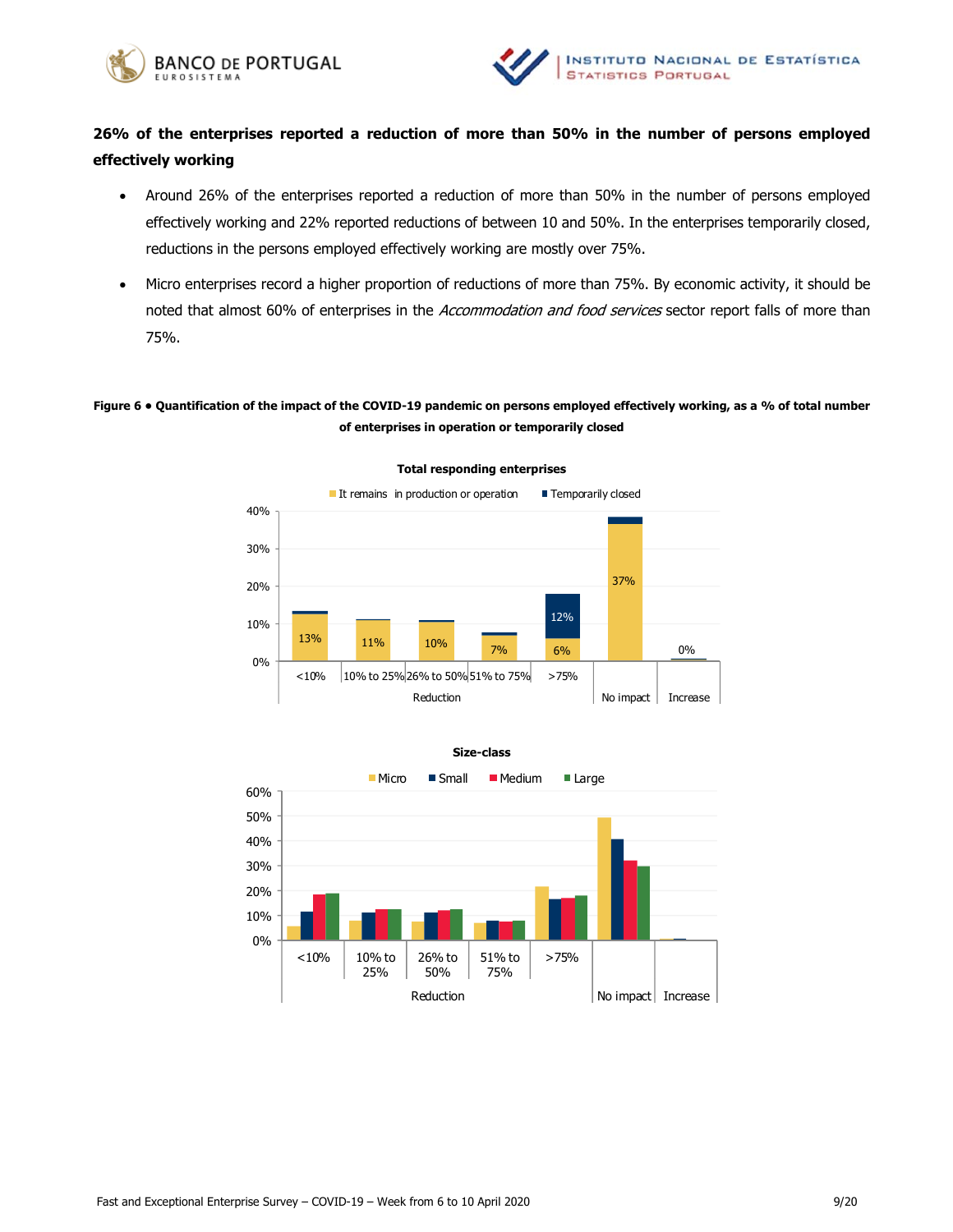## 26% of the enterprises reported a reduction of more than 50% in the number of persons employed effectively working

- Around 26% of the enterprises reported a reduction of more than 50% in the number of persons employed effectively working and 22% reported reductions of between 10 and 50%. In the enterprises temporarily closed, reductions in the persons employed effectively working are mostly over 75%.
- Micro enterprises record a higher proportion of reductions of more than 75%. By economic activity, it should be noted that almost 60% of enterprises in the *Accommodation and food services* sector report falls of more than 75%.

**Figure 6 • Quantification of the impact of the COVID-19 pandemic on persons employed effectively working, as a % of total number of enterprises in operation or temporarily closed**

**Total responding enterprises**

| | It remains in production or operation | Temporarily closed |
|---|---|---|
| Reduction <10% | 13% | |
| Reduction 10% to 25% | 11% | |
| Reduction 26% to 50% | 10% | |
| Reduction 51% to 75% | 7% | |
| Reduction >75% | 6% | 12% |
| No impact | 37% | |
| Increase | 0% | |

**Size-class**

Micro, Small, Medium, Large — categories: Reduction (<10%, 10% to 25%, 26% to 50%, 51% to 75%, >75%), No impact, Increase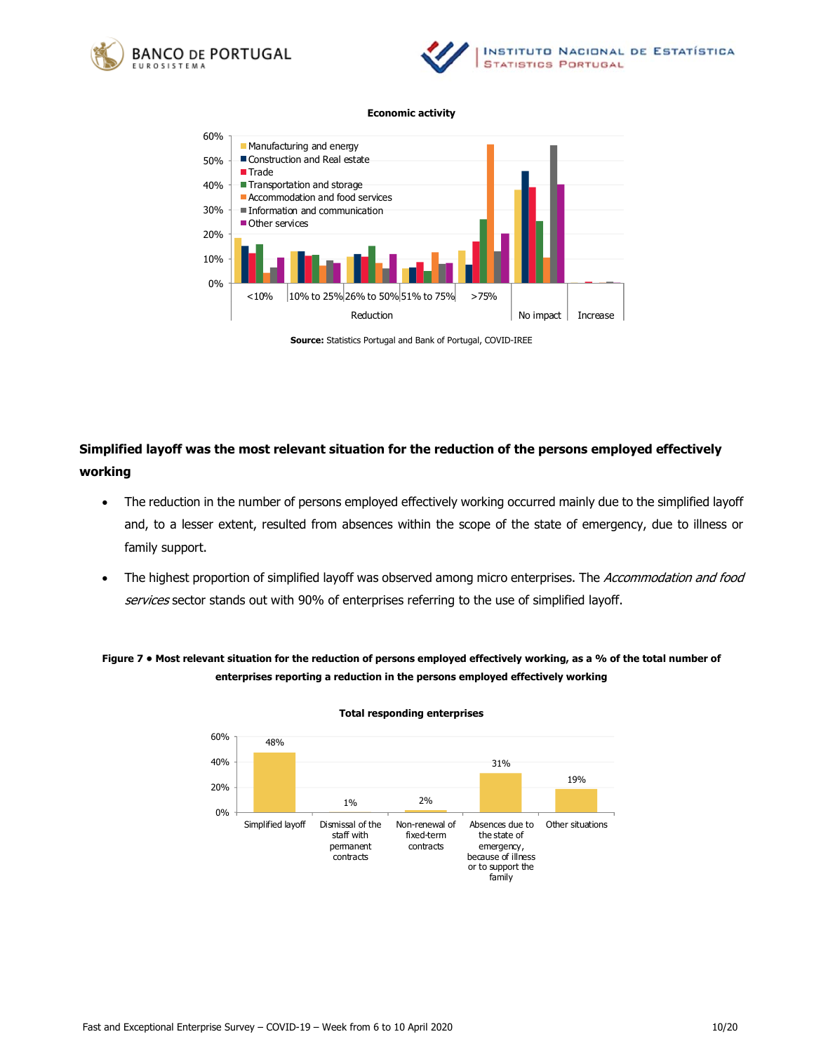**Economic activity**

**Source:** Statistics Portugal and Bank of Portugal, COVID-IREE

### Simplified layoff was the most relevant situation for the reduction of the persons employed effectively working

- The reduction in the number of persons employed effectively working occurred mainly due to the simplified layoff and, to a lesser extent, resulted from absences within the scope of the state of emergency, due to illness or family support.
- The highest proportion of simplified layoff was observed among micro enterprises. The *Accommodation and food services* sector stands out with 90% of enterprises referring to the use of simplified layoff.

**Figure 7 • Most relevant situation for the reduction of persons employed effectively working, as a % of the total number of enterprises reporting a reduction in the persons employed effectively working**

**Total responding enterprises**

| Situation | % |
|---|---|
| Simplified layoff | 48% |
| Dismissal of the staff with permanent contracts | 1% |
| Non-renewal of fixed-term contracts | 2% |
| Absences due to the state of emergency, because of illness or to support the family | 31% |
| Other situations | 19% |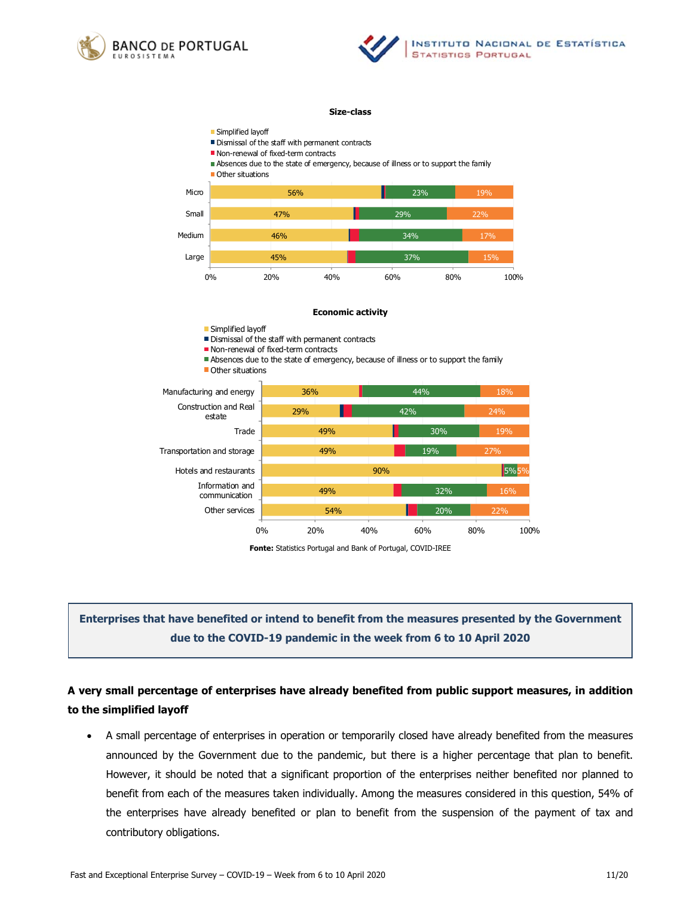**Size-class**

- Simplified layoff
- Dismissal of the staff with permanent contracts
- Non-renewal of fixed-term contracts
- Absences due to the state of emergency, because of illness or to support the family
- Other situations

| | Simplified layoff | Absences due to the state of emergency, because of illness or to support the family | Other situations |
|---|---|---|---|
| Micro | 56% | 23% | 19% |
| Small | 47% | 29% | 22% |
| Medium | 46% | 34% | 17% |
| Large | 45% | 37% | 15% |

**Economic activity**

- Simplified layoff
- Dismissal of the staff with permanent contracts
- Non-renewal of fixed-term contracts
- Absences due to the state of emergency, because of illness or to support the family
- Other situations

| | Simplified layoff | Absences due to the state of emergency, because of illness or to support the family | Other situations |
|---|---|---|---|
| Manufacturing and energy | 36% | 44% | 18% |
| Construction and Real estate | 29% | 42% | 24% |
| Trade | 49% | 30% | 19% |
| Transportation and storage | 49% | 19% | 27% |
| Hotels and restaurants | 90% | 5% | 5% |
| Information and communication | 49% | 32% | 16% |
| Other services | 54% | 20% | 22% |

**Fonte:** Statistics Portugal and Bank of Portugal, COVID-IREE

**Enterprises that have benefited or intend to benefit from the measures presented by the Government due to the COVID-19 pandemic in the week from 6 to 10 April 2020**

**A very small percentage of enterprises have already benefited from public support measures, in addition to the simplified layoff**

- A small percentage of enterprises in operation or temporarily closed have already benefited from the measures announced by the Government due to the pandemic, but there is a higher percentage that plan to benefit. However, it should be noted that a significant proportion of the enterprises neither benefited nor planned to benefit from each of the measures taken individually. Among the measures considered in this question, 54% of the enterprises have already benefited or plan to benefit from the suspension of the payment of tax and contributory obligations.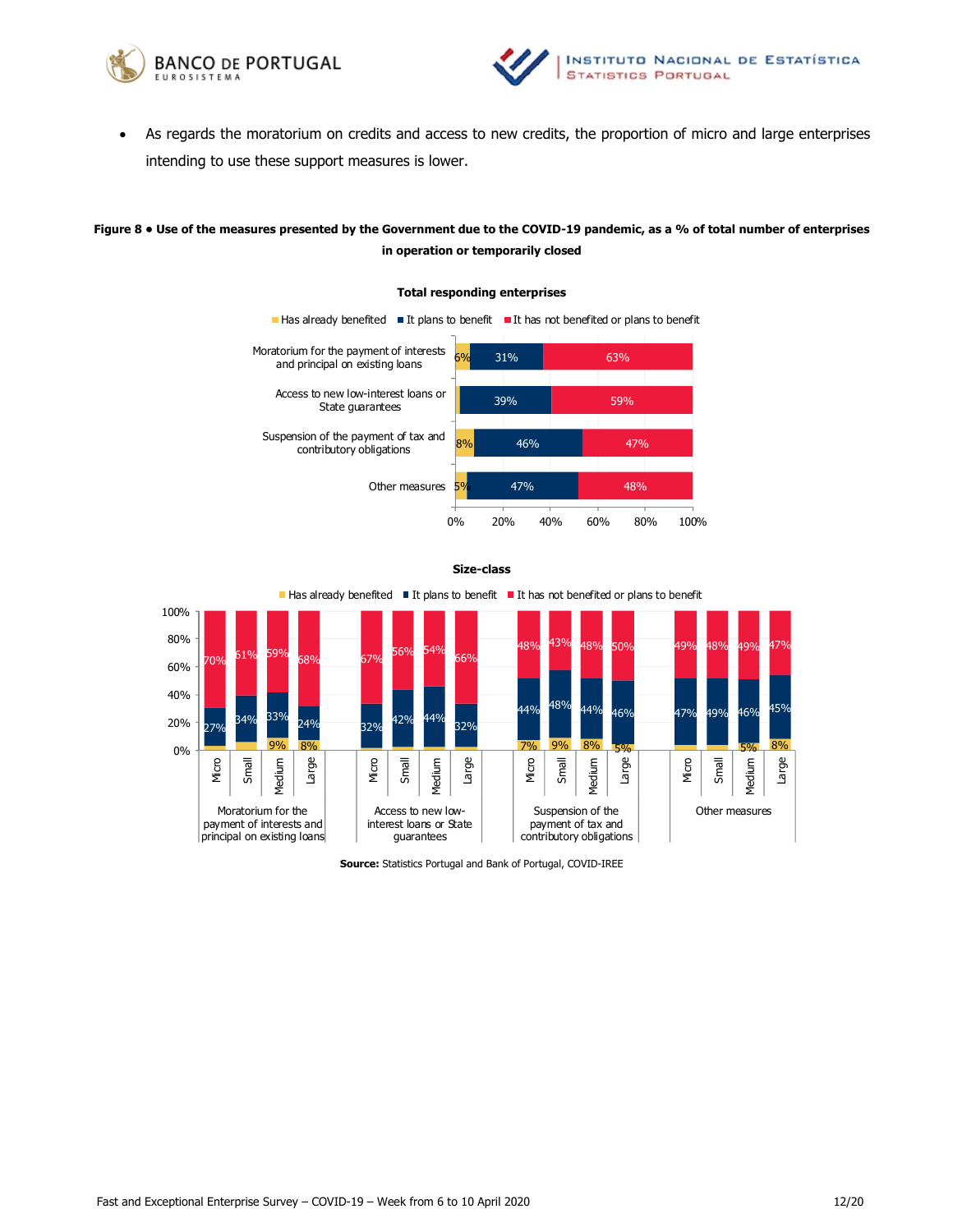- As regards the moratorium on credits and access to new credits, the proportion of micro and large enterprises intending to use these support measures is lower.

**Figure 8 • Use of the measures presented by the Government due to the COVID-19 pandemic, as a % of total number of enterprises in operation or temporarily closed**

**Total responding enterprises**

| Measure | Has already benefited | It plans to benefit | It has not benefited or plans to benefit |
|---|---|---|---|
| Moratorium for the payment of interests and principal on existing loans | 6% | 31% | 63% |
| Access to new low-interest loans or State guarantees | | 39% | 59% |
| Suspension of the payment of tax and contributory obligations | 8% | 46% | 47% |
| Other measures | 5% | 47% | 48% |

**Size-class**

| Measure | Size | Has already benefited | It plans to benefit | It has not benefited or plans to benefit |
|---|---|---|---|---|
| Moratorium for the payment of interests and principal on existing loans | Micro | | 27% | 70% |
| | Small | | 34% | 61% |
| | Medium | 9% | 33% | 59% |
| | Large | 8% | 24% | 68% |
| Access to new low-interest loans or State guarantees | Micro | | 32% | 67% |
| | Small | | 42% | 56% |
| | Medium | | 44% | 54% |
| | Large | | 32% | 66% |
| Suspension of the payment of tax and contributory obligations | Micro | 7% | 44% | 48% |
| | Small | 9% | 48% | 43% |
| | Medium | 8% | 44% | 48% |
| | Large | 5% | 46% | 50% |
| Other measures | Micro | | 47% | 49% |
| | Small | | 49% | 48% |
| | Medium | 5% | 46% | 49% |
| | Large | 8% | 45% | 47% |

**Source:** Statistics Portugal and Bank of Portugal, COVID-IREE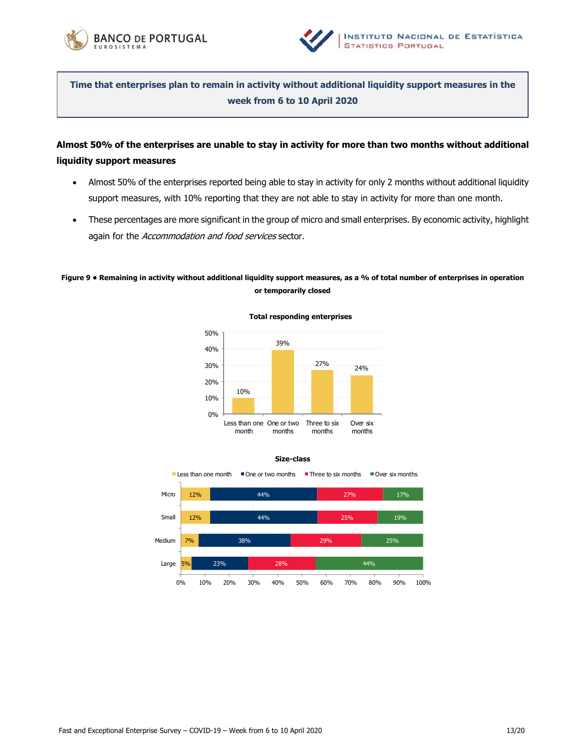## Time that enterprises plan to remain in activity without additional liquidity support measures in the week from 6 to 10 April 2020

**Almost 50% of the enterprises are unable to stay in activity for more than two months without additional liquidity support measures**

- Almost 50% of the enterprises reported being able to stay in activity for only 2 months without additional liquidity support measures, with 10% reporting that they are not able to stay in activity for more than one month.
- These percentages are more significant in the group of micro and small enterprises. By economic activity, highlight again for the *Accommodation and food services* sector.

**Figure 9 • Remaining in activity without additional liquidity support measures, as a % of total number of enterprises in operation or temporarily closed**

**Total responding enterprises**

| Less than one month | One or two months | Three to six months | Over six months |
|---|---|---|---|
| 10% | 39% | 27% | 24% |

**Size-class**

| | Less than one month | One or two months | Three to six months | Over six months |
|---|---|---|---|---|
| Micro | 12% | 44% | 27% | 17% |
| Small | 12% | 44% | 25% | 19% |
| Medium | 7% | 38% | 29% | 25% |
| Large | 5% | 23% | 28% | 44% |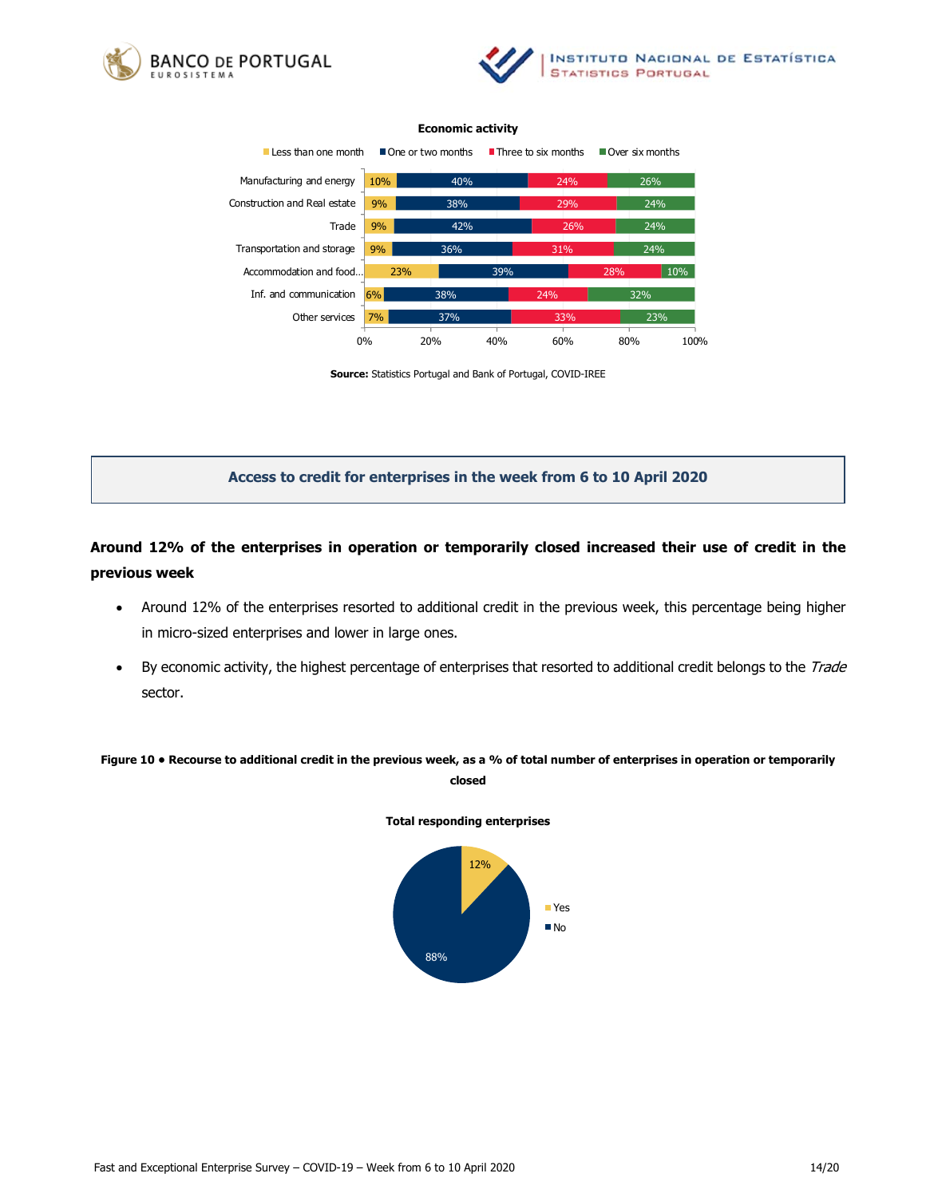**Economic activity**

| | Less than one month | One or two months | Three to six months | Over six months |
|---|---|---|---|---|
| Manufacturing and energy | 10% | 40% | 24% | 26% |
| Construction and Real estate | 9% | 38% | 29% | 24% |
| Trade | 9% | 42% | 26% | 24% |
| Transportation and storage | 9% | 36% | 31% | 24% |
| Accommodation and food... | 23% | 39% | 28% | 10% |
| Inf. and communication | 6% | 38% | 24% | 32% |
| Other services | 7% | 37% | 33% | 23% |

**Source:** Statistics Portugal and Bank of Portugal, COVID-IREE

## Access to credit for enterprises in the week from 6 to 10 April 2020

**Around 12% of the enterprises in operation or temporarily closed increased their use of credit in the previous week**

- Around 12% of the enterprises resorted to additional credit in the previous week, this percentage being higher in micro-sized enterprises and lower in large ones.
- By economic activity, the highest percentage of enterprises that resorted to additional credit belongs to the *Trade* sector.

**Figure 10 • Recourse to additional credit in the previous week, as a % of total number of enterprises in operation or temporarily closed**

**Total responding enterprises**

| | % |
|---|---|
| Yes | 12% |
| No | 88% |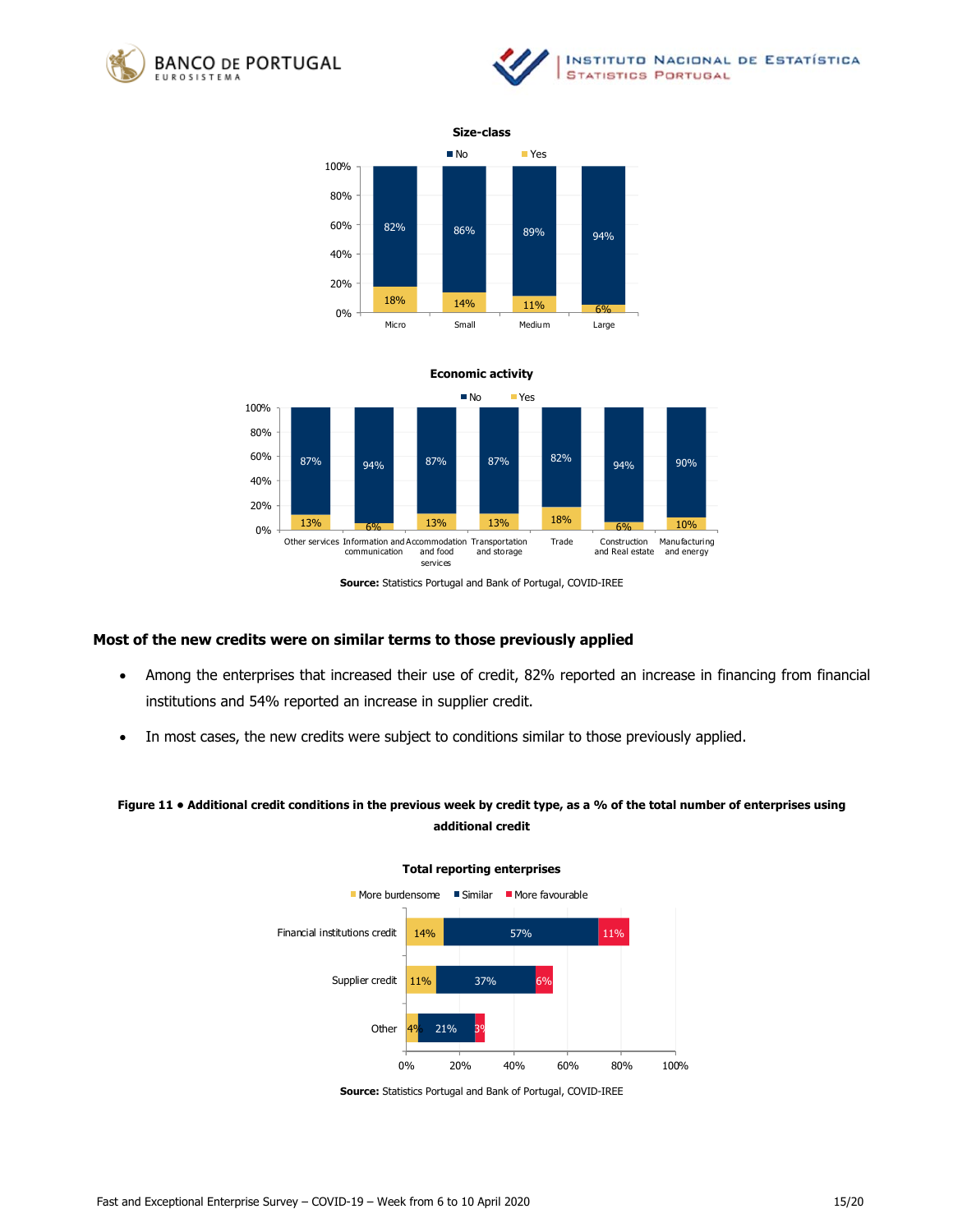**Size-class**

| | Micro | Small | Medium | Large |
|---|---|---|---|---|
| No | 82% | 86% | 89% | 94% |
| Yes | 18% | 14% | 11% | 6% |

**Economic activity**

| | Other services | Information and communication | Accommodation and food services | Transportation and storage | Trade | Construction and Real estate | Manufacturing and energy |
|---|---|---|---|---|---|---|---|
| No | 87% | 94% | 87% | 87% | 82% | 94% | 90% |
| Yes | 13% | 6% | 13% | 13% | 18% | 6% | 10% |

**Source:** Statistics Portugal and Bank of Portugal, COVID-IREE

## Most of the new credits were on similar terms to those previously applied

- Among the enterprises that increased their use of credit, 82% reported an increase in financing from financial institutions and 54% reported an increase in supplier credit.
- In most cases, the new credits were subject to conditions similar to those previously applied.

**Figure 11 • Additional credit conditions in the previous week by credit type, as a % of the total number of enterprises using additional credit**

**Total reporting enterprises**

| | More burdensome | Similar | More favourable |
|---|---|---|---|
| Financial institutions credit | 14% | 57% | 11% |
| Supplier credit | 11% | 37% | 6% |
| Other | 4% | 21% | 3% |

**Source:** Statistics Portugal and Bank of Portugal, COVID-IREE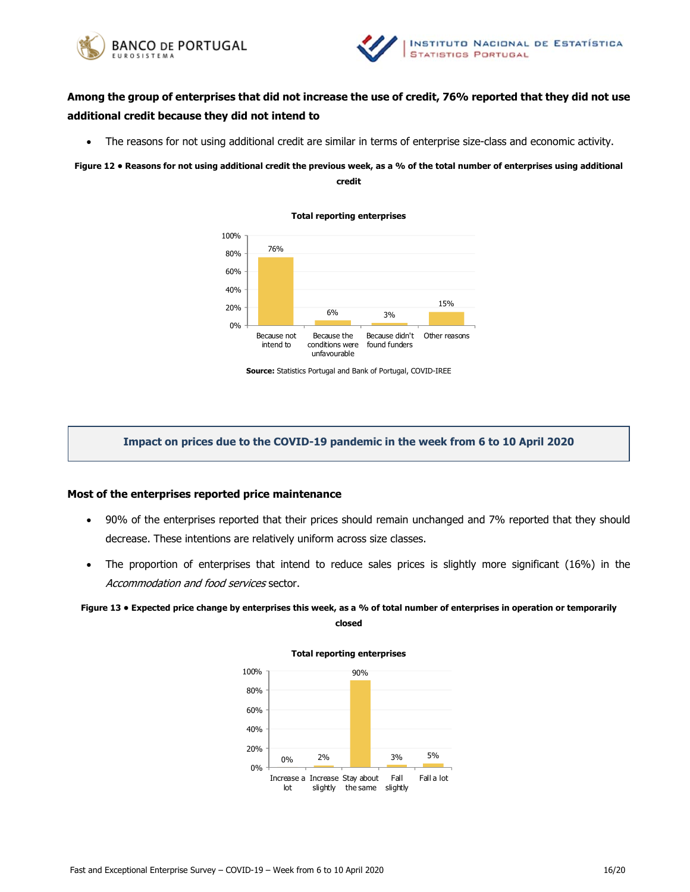**Among the group of enterprises that did not increase the use of credit, 76% reported that they did not use additional credit because they did not intend to**

- The reasons for not using additional credit are similar in terms of enterprise size-class and economic activity.

**Figure 12 • Reasons for not using additional credit the previous week, as a % of the total number of enterprises using additional credit**

**Total reporting enterprises**

| Reason | % |
|---|---|
| Because not intend to | 76% |
| Because the conditions were unfavourable | 6% |
| Because didn't found funders | 3% |
| Other reasons | 15% |

**Source:** Statistics Portugal and Bank of Portugal, COVID-IREE

## Impact on prices due to the COVID-19 pandemic in the week from 6 to 10 April 2020

**Most of the enterprises reported price maintenance**

- 90% of the enterprises reported that their prices should remain unchanged and 7% reported that they should decrease. These intentions are relatively uniform across size classes.
- The proportion of enterprises that intend to reduce sales prices is slightly more significant (16%) in the *Accommodation and food services* sector.

**Figure 13 • Expected price change by enterprises this week, as a % of total number of enterprises in operation or temporarily closed**

**Total reporting enterprises**

| Expected price change | % |
|---|---|
| Increase a lot | 0% |
| Increase slightly | 2% |
| Stay about the same | 90% |
| Fall slightly | 3% |
| Fall a lot | 5% |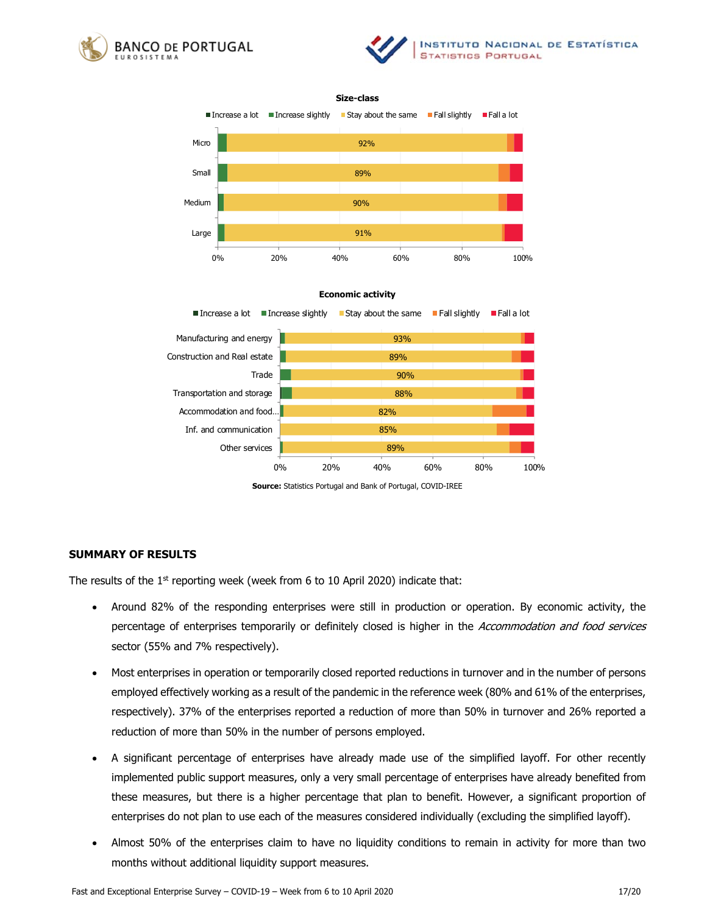**Size-class**

| | Increase a lot | Increase slightly | Stay about the same | Fall slightly | Fall a lot |
|---|---|---|---|---|---|
| Micro | | | 92% | | |
| Small | | | 89% | | |
| Medium | | | 90% | | |
| Large | | | 91% | | |

**Economic activity**

| | Increase a lot | Increase slightly | Stay about the same | Fall slightly | Fall a lot |
|---|---|---|---|---|---|
| Manufacturing and energy | | | 93% | | |
| Construction and Real estate | | | 89% | | |
| Trade | | | 90% | | |
| Transportation and storage | | | 88% | | |
| Accommodation and food... | | | 82% | | |
| Inf. and communication | | | 85% | | |
| Other services | | | 89% | | |

**Source:** Statistics Portugal and Bank of Portugal, COVID-IREE

## SUMMARY OF RESULTS

The results of the 1st reporting week (week from 6 to 10 April 2020) indicate that:

- Around 82% of the responding enterprises were still in production or operation. By economic activity, the percentage of enterprises temporarily or definitely closed is higher in the *Accommodation and food services* sector (55% and 7% respectively).
- Most enterprises in operation or temporarily closed reported reductions in turnover and in the number of persons employed effectively working as a result of the pandemic in the reference week (80% and 61% of the enterprises, respectively). 37% of the enterprises reported a reduction of more than 50% in turnover and 26% reported a reduction of more than 50% in the number of persons employed.
- A significant percentage of enterprises have already made use of the simplified layoff. For other recently implemented public support measures, only a very small percentage of enterprises have already benefited from these measures, but there is a higher percentage that plan to benefit. However, a significant proportion of enterprises do not plan to use each of the measures considered individually (excluding the simplified layoff).
- Almost 50% of the enterprises claim to have no liquidity conditions to remain in activity for more than two months without additional liquidity support measures.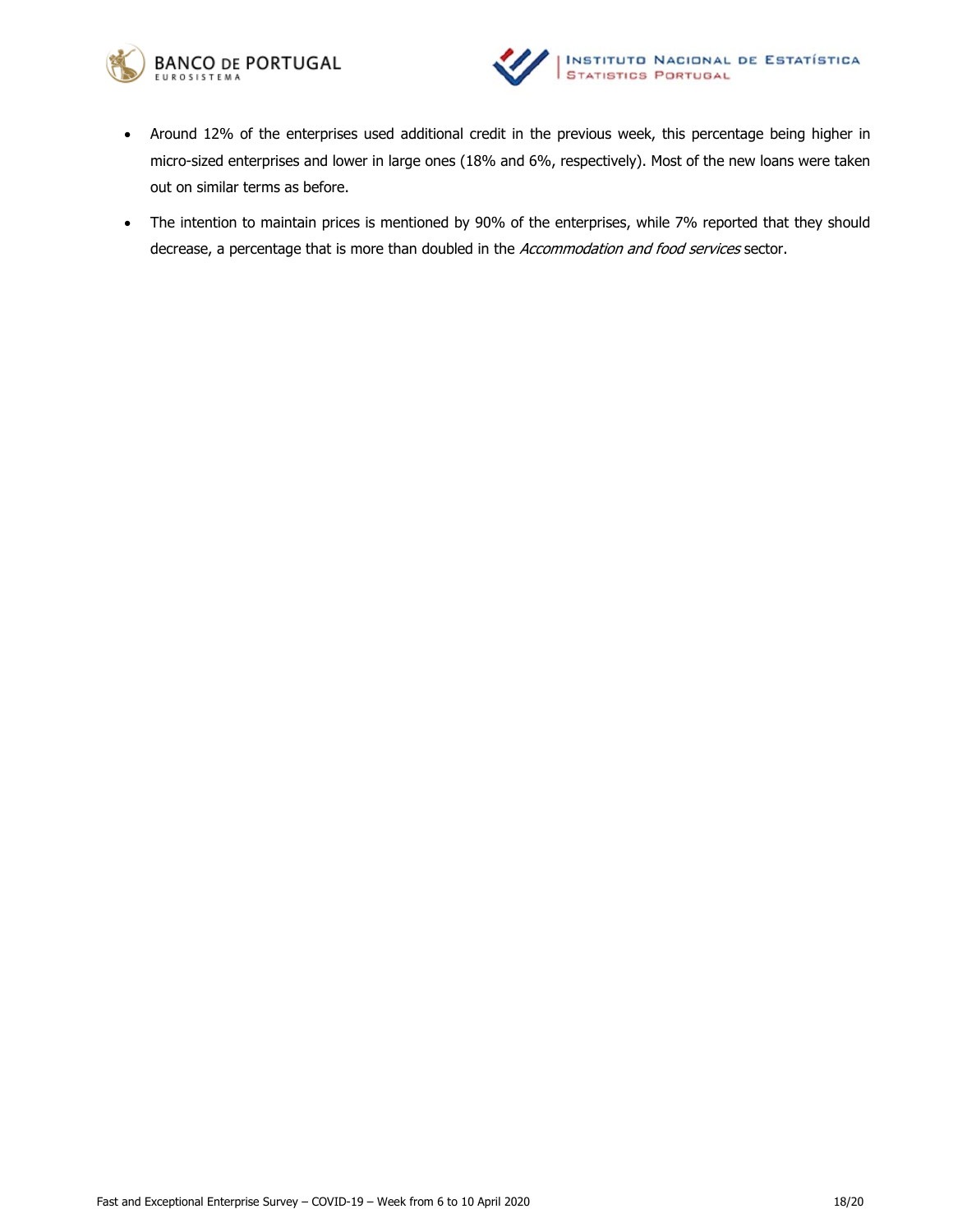- Around 12% of the enterprises used additional credit in the previous week, this percentage being higher in micro-sized enterprises and lower in large ones (18% and 6%, respectively). Most of the new loans were taken out on similar terms as before.
- The intention to maintain prices is mentioned by 90% of the enterprises, while 7% reported that they should decrease, a percentage that is more than doubled in the *Accommodation and food services* sector.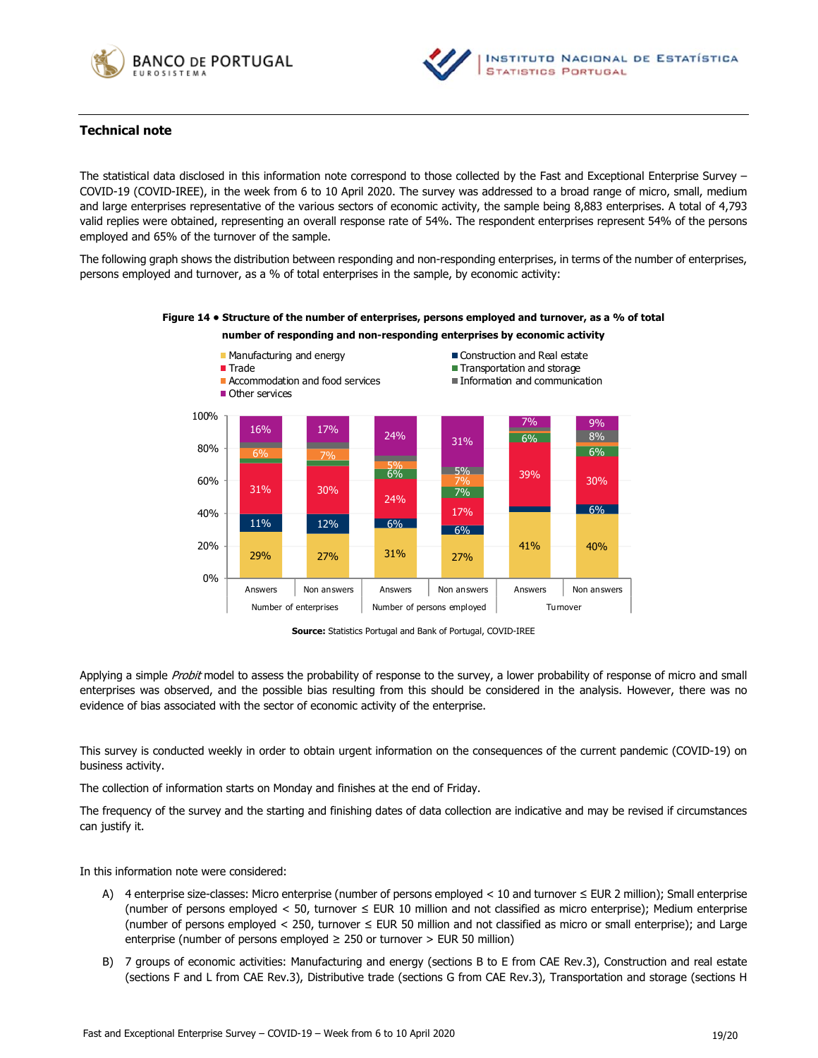## Technical note

The statistical data disclosed in this information note correspond to those collected by the Fast and Exceptional Enterprise Survey – COVID-19 (COVID-IREE), in the week from 6 to 10 April 2020. The survey was addressed to a broad range of micro, small, medium and large enterprises representative of the various sectors of economic activity, the sample being 8,883 enterprises. A total of 4,793 valid replies were obtained, representing an overall response rate of 54%. The respondent enterprises represent 54% of the persons employed and 65% of the turnover of the sample.

The following graph shows the distribution between responding and non-responding enterprises, in terms of the number of enterprises, persons employed and turnover, as a % of total enterprises in the sample, by economic activity:

**Figure 14 • Structure of the number of enterprises, persons employed and turnover, as a % of total number of responding and non-responding enterprises by economic activity**

| | Number of enterprises – Answers | Number of enterprises – Non answers | Number of persons employed – Answers | Number of persons employed – Non answers | Turnover – Answers | Turnover – Non answers |
|---|---|---|---|---|---|---|
| Manufacturing and energy | 29% | 27% | 31% | 27% | 41% | 40% |
| Construction and Real estate | 11% | 12% | 6% | 6% | | 6% |
| Trade | 31% | 30% | 24% | 17% | 39% | 30% |
| Transportation and storage | | | 6% | 7% | 6% | 6% |
| Accommodation and food services | 6% | 7% | 5% | 7% | | |
| Information and communication | | | | 5% | | 8% |
| Other services | 16% | 17% | 24% | 31% | 7% | 9% |

**Source:** Statistics Portugal and Bank of Portugal, COVID-IREE

Applying a simple *Probit* model to assess the probability of response to the survey, a lower probability of response of micro and small enterprises was observed, and the possible bias resulting from this should be considered in the analysis. However, there was no evidence of bias associated with the sector of economic activity of the enterprise.

This survey is conducted weekly in order to obtain urgent information on the consequences of the current pandemic (COVID-19) on business activity.

The collection of information starts on Monday and finishes at the end of Friday.

The frequency of the survey and the starting and finishing dates of data collection are indicative and may be revised if circumstances can justify it.

In this information note were considered:

A) 4 enterprise size-classes: Micro enterprise (number of persons employed < 10 and turnover ≤ EUR 2 million); Small enterprise (number of persons employed < 50, turnover ≤ EUR 10 million and not classified as micro enterprise); Medium enterprise (number of persons employed < 250, turnover ≤ EUR 50 million and not classified as micro or small enterprise); and Large enterprise (number of persons employed ≥ 250 or turnover > EUR 50 million)

B) 7 groups of economic activities: Manufacturing and energy (sections B to E from CAE Rev.3), Construction and real estate (sections F and L from CAE Rev.3), Distributive trade (sections G from CAE Rev.3), Transportation and storage (sections H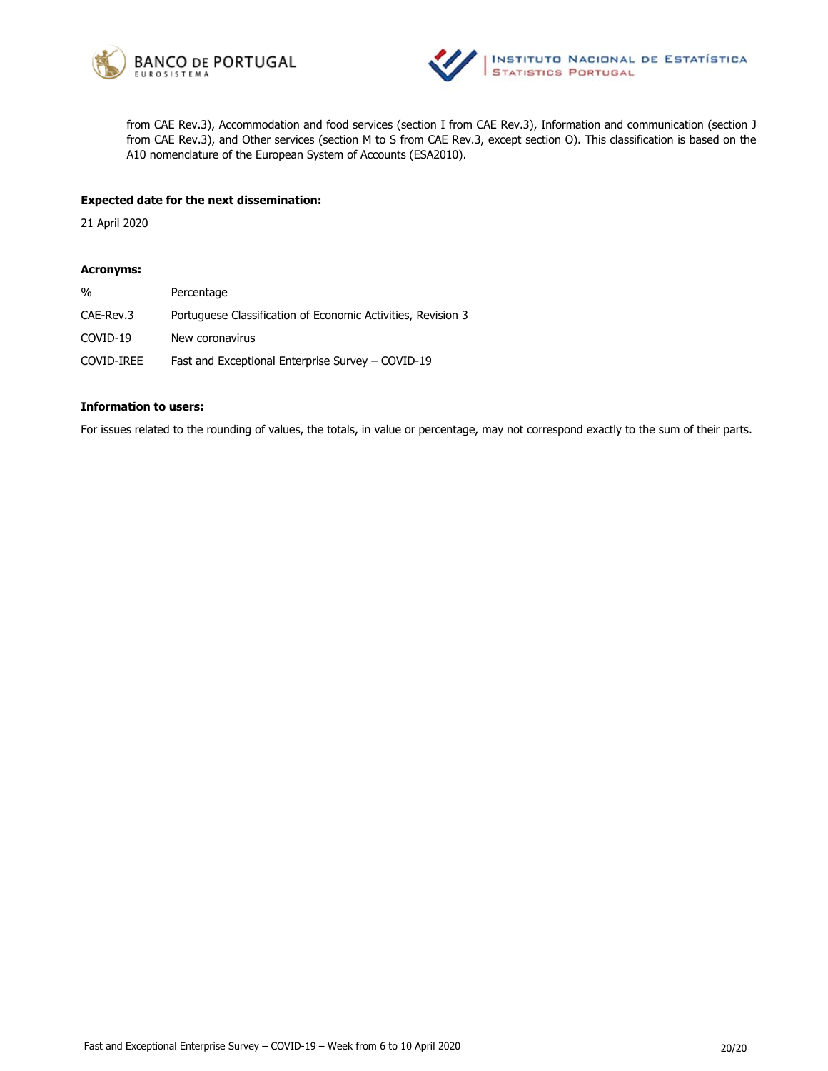from CAE Rev.3), Accommodation and food services (section I from CAE Rev.3), Information and communication (section J from CAE Rev.3), and Other services (section M to S from CAE Rev.3, except section O). This classification is based on the A10 nomenclature of the European System of Accounts (ESA2010).

**Expected date for the next dissemination:**

21 April 2020

**Acronyms:**

| | |
|---|---|
| % | Percentage |
| CAE-Rev.3 | Portuguese Classification of Economic Activities, Revision 3 |
| COVID-19 | New coronavirus |
| COVID-IREE | Fast and Exceptional Enterprise Survey – COVID-19 |

**Information to users:**

For issues related to the rounding of values, the totals, in value or percentage, may not correspond exactly to the sum of their parts.